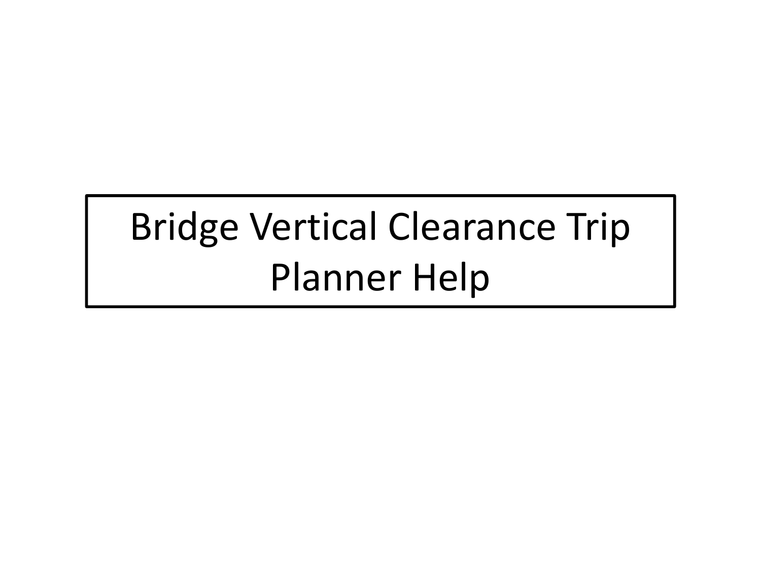# Bridge Vertical Clearance Trip Planner Help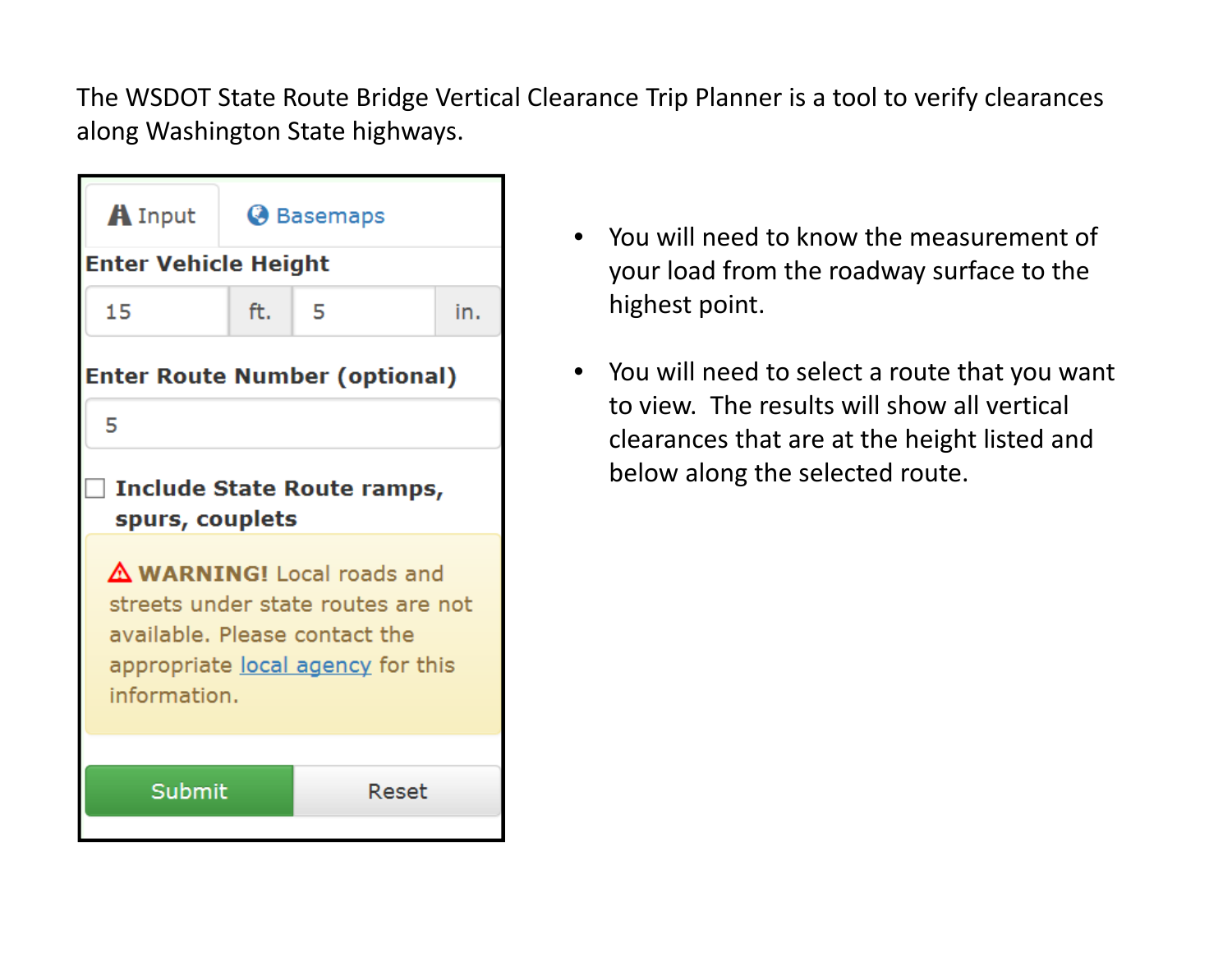The WSDOT State Route Bridge Vertical Clearance Trip Planner is a tool to verify clearances along Washington State highways.

Input | Basemaps

**Enter Vehicle Height**

| 15 | ft. | 5 | in. |
|---|---|---|---|

**Enter Route Number (optional)**

5

☐ **Include State Route ramps, spurs, couplets**

⚠ **WARNING!** Local roads and streets under state routes are not available. Please contact the appropriate local agency for this information.

Submit | Reset

- You will need to know the measurement of your load from the roadway surface to the highest point.
- You will need to select a route that you want to view. The results will show all vertical clearances that are at the height listed and below along the selected route.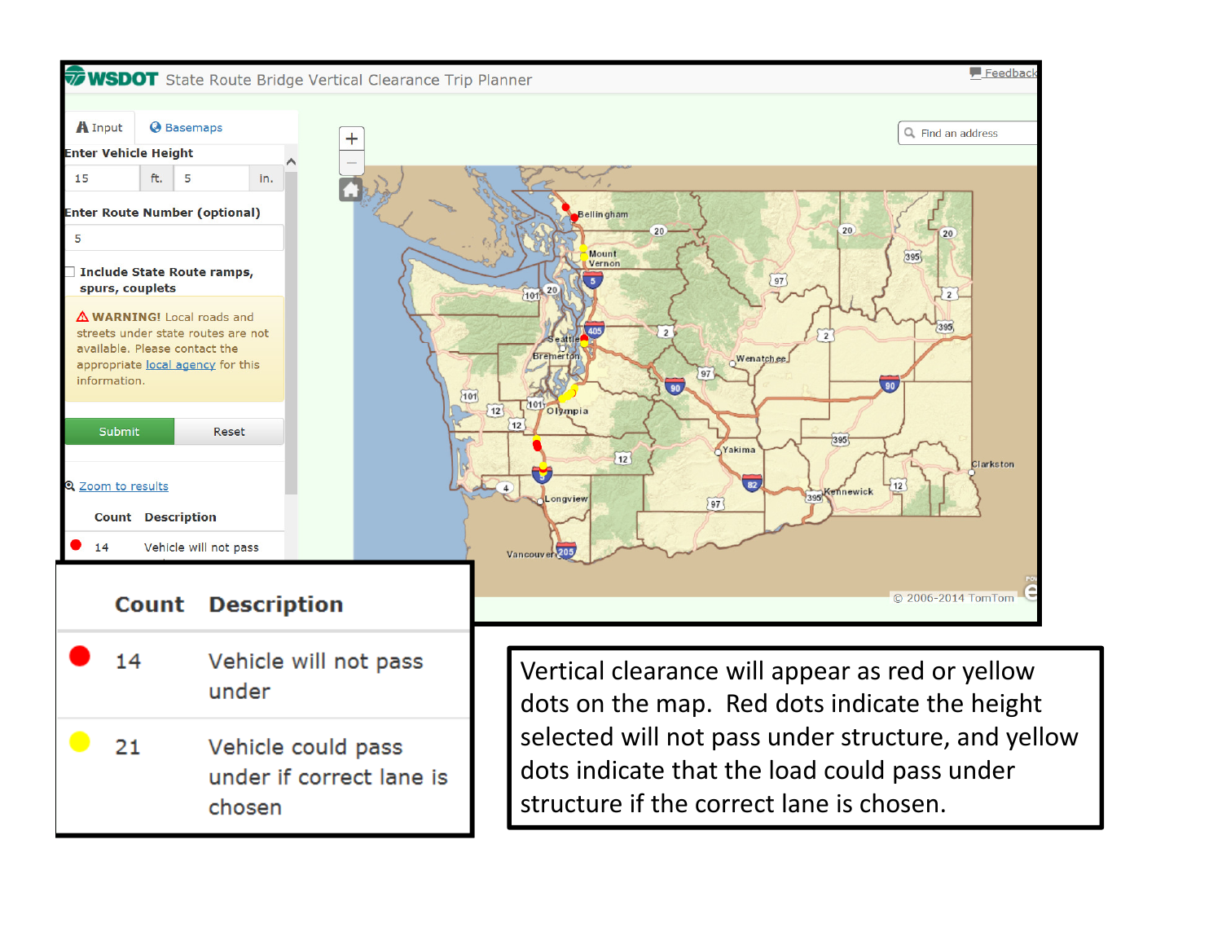WSDOT State Route Bridge Vertical Clearance Trip Planner

Feedback

Input | Basemaps

Enter Vehicle Height

15 ft. 5 in.

Enter Route Number (optional)

5

Include State Route ramps, spurs, couplets

⚠ **WARNING!** Local roads and streets under state routes are not available. Please contact the appropriate local agency for this information.

Submit | Reset

Zoom to results

| Count | Description |
| --- | --- |
| 14 | Vehicle will not pass under |
| 21 | Vehicle could pass under if correct lane is chosen |

Vertical clearance will appear as red or yellow dots on the map. Red dots indicate the height selected will not pass under structure, and yellow dots indicate that the load could pass under structure if the correct lane is chosen.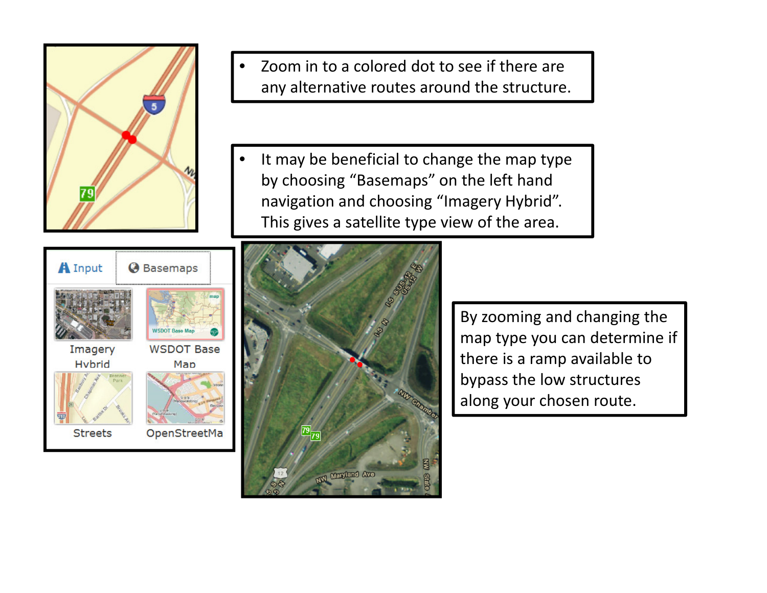- Zoom in to a colored dot to see if there are any alternative routes around the structure.

- It may be beneficial to change the map type by choosing "Basemaps" on the left hand navigation and choosing "Imagery Hybrid". This gives a satellite type view of the area.

By zooming and changing the map type you can determine if there is a ramp available to bypass the low structures along your chosen route.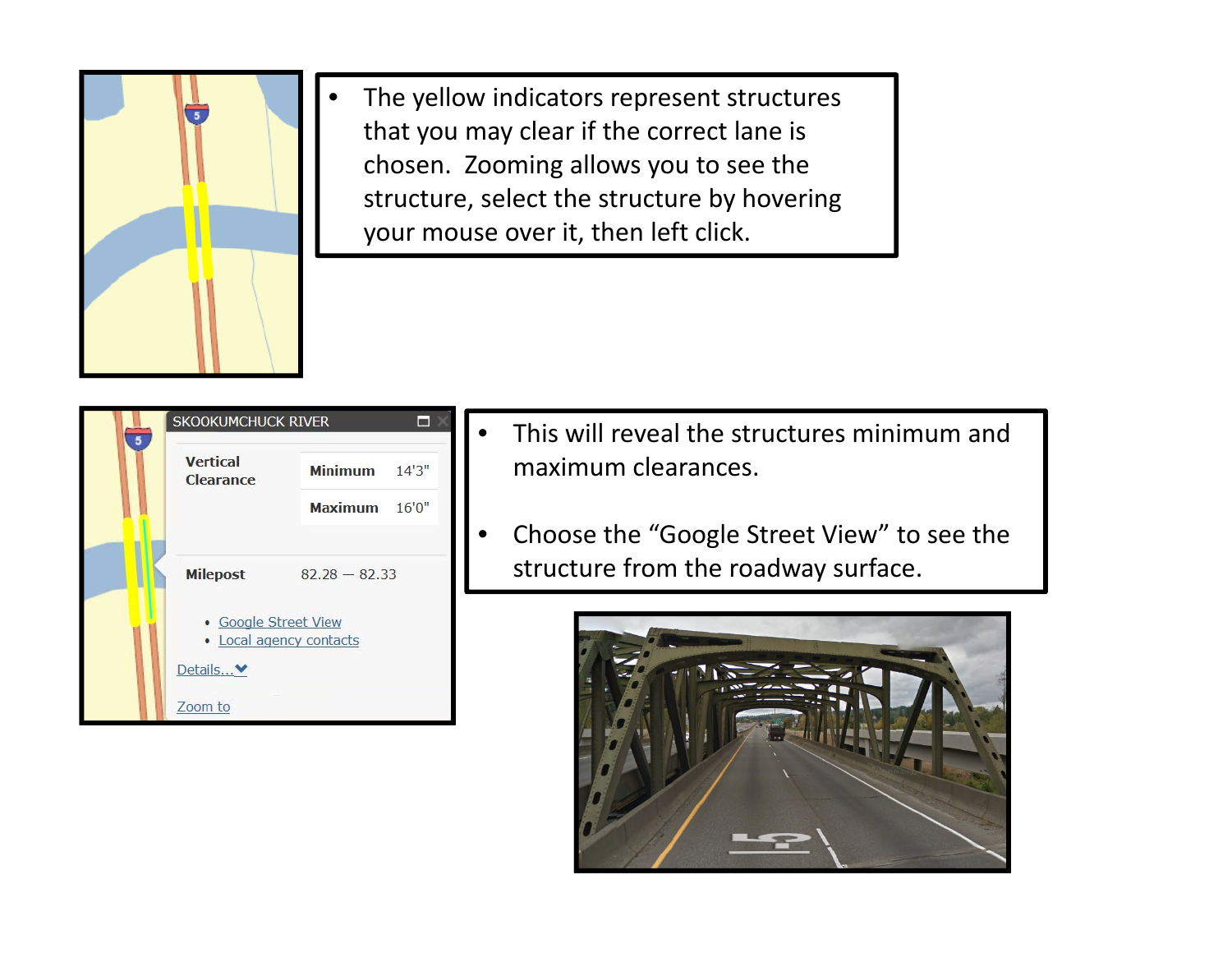- The yellow indicators represent structures that you may clear if the correct lane is chosen. Zooming allows you to see the structure, select the structure by hovering your mouse over it, then left click.

SKOOKUMCHUCK RIVER

| Vertical Clearance | Minimum | 14'3" |
|---|---|---|
| | Maximum | 16'0" |

Milepost 82.28 — 82.33

- Google Street View
- Local agency contacts

Details...

Zoom to

- This will reveal the structures minimum and maximum clearances.

- Choose the "Google Street View" to see the structure from the roadway surface.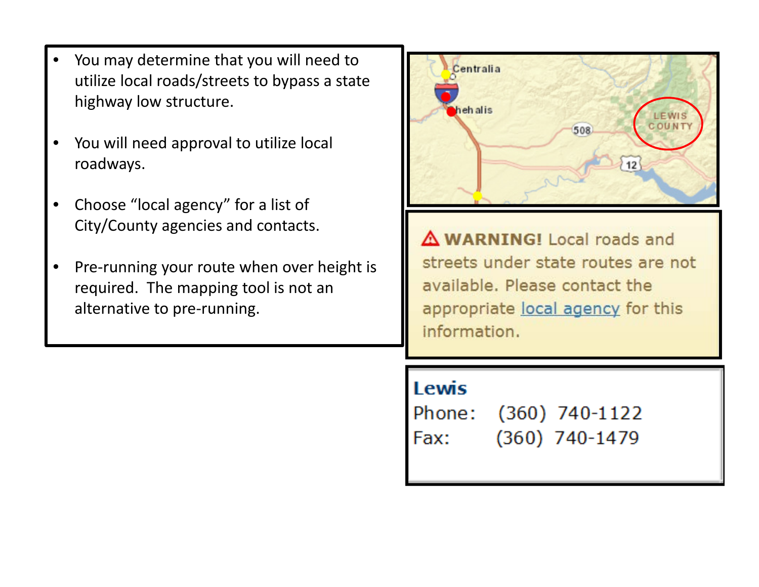- You may determine that you will need to utilize local roads/streets to bypass a state highway low structure.
- You will need approval to utilize local roadways.
- Choose "local agency" for a list of City/County agencies and contacts.
- Pre-running your route when over height is required. The mapping tool is not an alternative to pre-running.

Centralia

Chehalis

508

12

LEWIS COUNTY

⚠ **WARNING!** Local roads and streets under state routes are not available. Please contact the appropriate local agency for this information.

**Lewis**

Phone: (360) 740-1122

Fax: (360) 740-1479